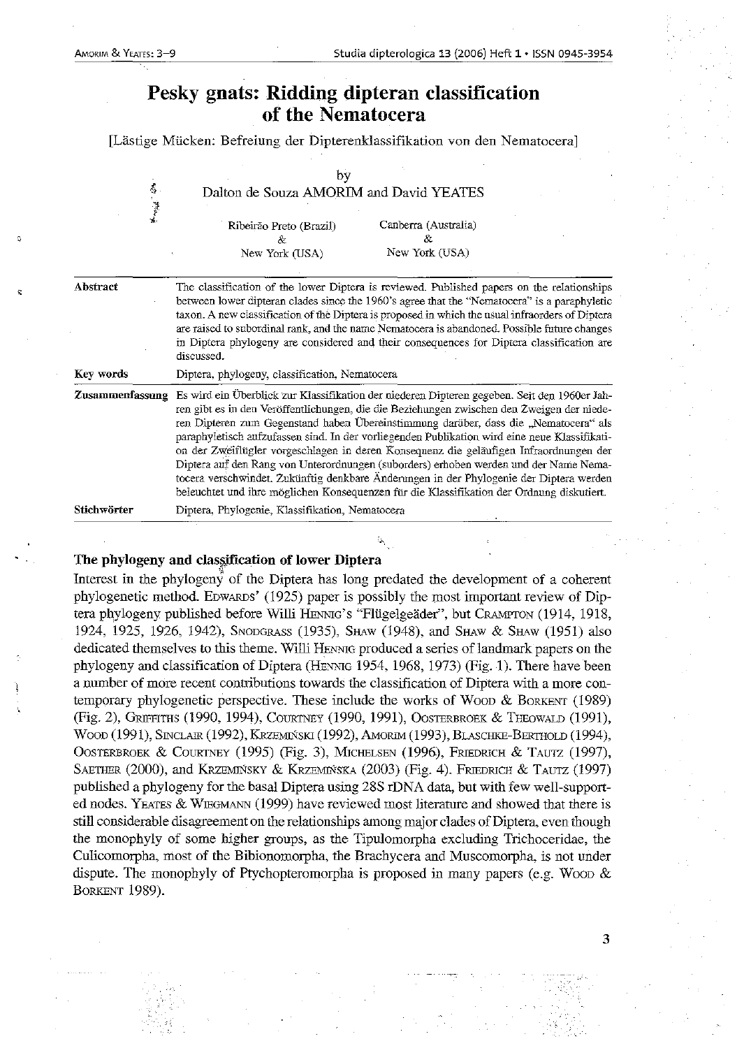# Pesky gnats: Ridding dipteran classification of the Nematocera

[Lästige Mücken: Befreiung der Dipterenklassifikation von den Nematocera]

by

Dalton de Souza AMORIM and David YEATES

Ribeirão Preto (Brazil) & New York (USA)

Canberra (Australia) & New York (USA)

**Abstract**

The classification of the lower Diptera is reviewed. Published papers on the relationships between lower dipteran clades since the 1960's agree that the "Nematocera" is a paraphyletic taxon. A new classification of the Diptera is proposed in which the usual infraorders of Diptera are raised to subordinal rank, and the name Nematocera is abandoned. Possible future changes in Diptera phylogeny are considered and their consequences for Diptera classification are discussed.

**Key words**

Diptera, phylogeny, classification, Nematocera

**Zusammenfassung**

Es wird ein Überblick zur Klassifikation der niederen Dipteren gegeben. Seit den 1960er Jahren gibt es in den Veröffentlichungen, die die Beziehungen zwischen den Zweigen der niederen Dipteren zum Gegenstand haben Übereinstimmung darüber, dass die „Nematocera" als paraphyletisch aufzufassen sind. In der vorliegenden Publikation wird eine neue Klassifikation der Zweiflügler vorgeschlagen in deren Konsequenz die geläufigen Infraordnungen der Diptera auf den Rang von Unterordnungen (suborders) erhoben werden und der Name Nematocera verschwindet. Zukünftig denkbare Änderungen in der Phylogenie der Diptera werden beleuchtet und ihre möglichen Konsequenzen für die Klassifikation der Ordnung diskutiert.

**Stichwörter**

Diptera, Phylogenie, Klassifikation, Nematocera

## The phylogeny and classification of lower Diptera

Interest in the phylogeny of the Diptera has long predated the development of a coherent phylogenetic method. EDWARDS' (1925) paper is possibly the most important review of Diptera phylogeny published before Willi HENNIG's "Flügelgeäder", but CRAMPTON (1914, 1918, 1924, 1925, 1926, 1942), SNODGRASS (1935), SHAW (1948), and SHAW & SHAW (1951) also dedicated themselves to this theme. Willi HENNIG produced a series of landmark papers on the phylogeny and classification of Diptera (HENNIG 1954, 1968, 1973) (Fig. 1). There have been a number of more recent contributions towards the classification of Diptera with a more contemporary phylogenetic perspective. These include the works of WOOD & BORKENT (1989) (Fig. 2), GRIFFITHS (1990, 1994), COURTNEY (1990, 1991), OOSTERBROEK & THEOWALD (1991), WOOD (1991), SINCLAIR (1992), KRZEMIŃSKI (1992), AMORIM (1993), BLASCHKE-BERTHOLD (1994), OOSTERBROEK & COURTNEY (1995) (Fig. 3), MICHELSEN (1996), FRIEDRICH & TAUTZ (1997), SAETHER (2000), and KRZEMIŃSKY & KRZEMIŃSKA (2003) (Fig. 4). FRIEDRICH & TAUTZ (1997) published a phylogeny for the basal Diptera using 28S rDNA data, but with few well-supported nodes. YEATES & WIEGMANN (1999) have reviewed most literature and showed that there is still considerable disagreement on the relationships among major clades of Diptera, even though the monophyly of some higher groups, as the Tipulomorpha excluding Trichoceridae, the Culicomorpha, most of the Bibionomorpha, the Brachycera and Muscomorpha, is not under dispute. The monophyly of Ptychopteromorpha is proposed in many papers (e.g. WOOD & BORKENT 1989).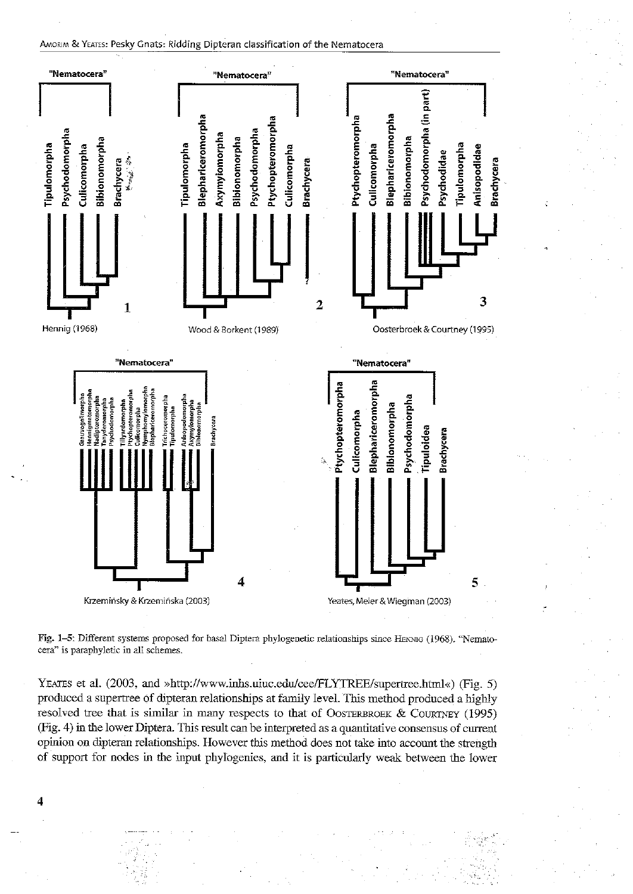Fig. 1–5: Different systems proposed for basal Diptera phylogenetic relationships since Hennig (1968). "Nematocera" is paraphyletic in all schemes.

Yeates et al. (2003, and »http://www.inhs.uiuc.edu/cee/FLYTREE/supertree.html«) (Fig. 5) produced a supertree of dipteran relationships at family level. This method produced a highly resolved tree that is similar in many respects to that of Oosterbroek & Courtney (1995) (Fig. 4) in the lower Diptera. This result can be interpreted as a quantitative consensus of current opinion on dipteran relationships. However this method does not take into account the strength of support for nodes in the input phylogenies, and it is particularly weak between the lower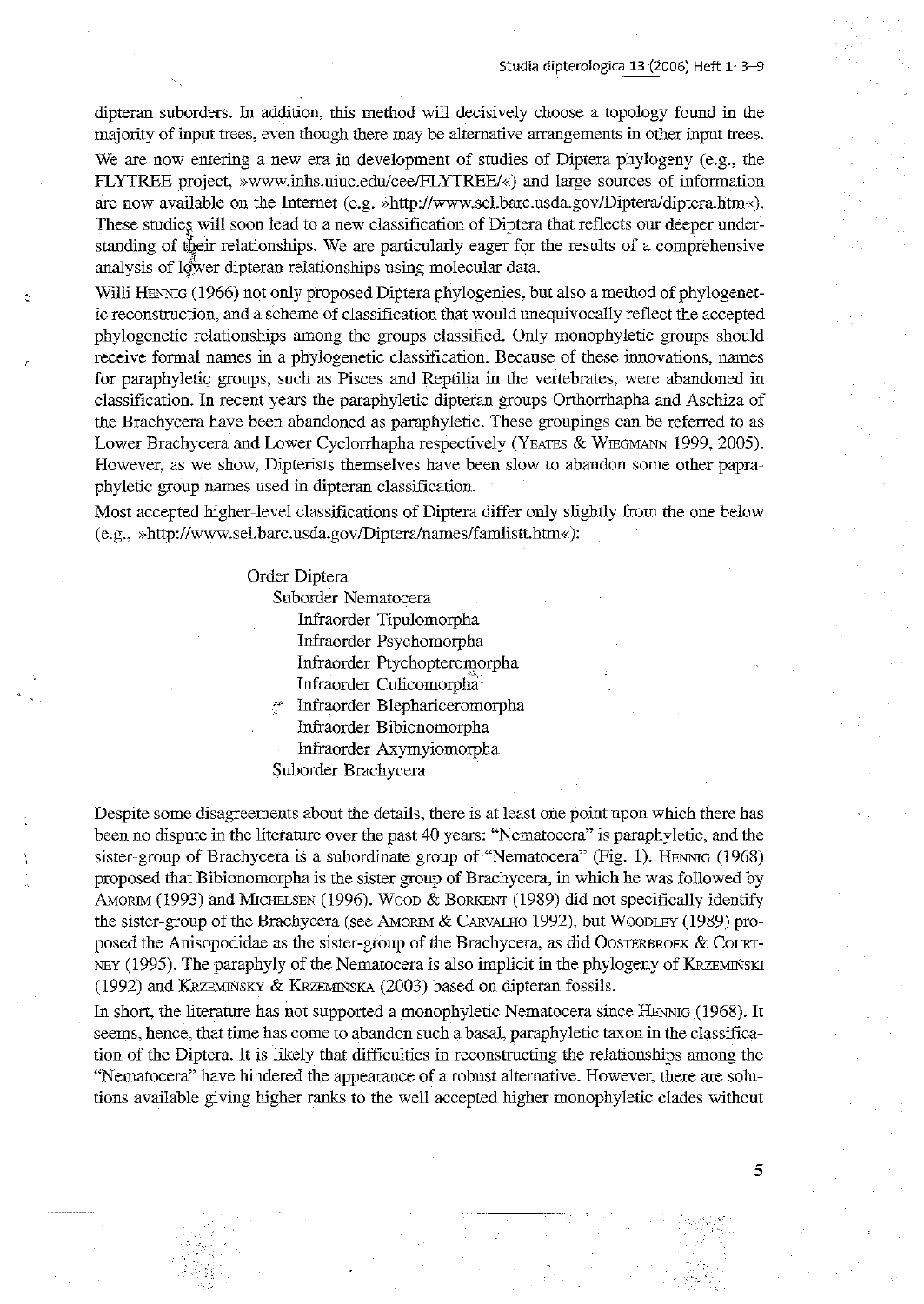dipteran suborders. In addition, this method will decisively choose a topology found in the majority of input trees, even though there may be alternative arrangements in other input trees.

We are now entering a new era in development of studies of Diptera phylogeny (e.g., the FLYTREE project, »www.inhs.uiuc.edu/cee/FLYTREE/«) and large sources of information are now available on the Internet (e.g. »http://www.sel.barc.usda.gov/Diptera/diptera.htm«). These studies will soon lead to a new classification of Diptera that reflects our deeper understanding of their relationships. We are particularly eager for the results of a comprehensive analysis of lower dipteran relationships using molecular data.

Willi HENNIG (1966) not only proposed Diptera phylogenies, but also a method of phylogenetic reconstruction, and a scheme of classification that would unequivocally reflect the accepted phylogenetic relationships among the groups classified. Only monophyletic groups should receive formal names in a phylogenetic classification. Because of these innovations, names for paraphyletic groups, such as Pisces and Reptilia in the vertebrates, were abandoned in classification. In recent years the paraphyletic dipteran groups Orthorrhapha and Aschiza of the Brachycera have been abandoned as paraphyletic. These groupings can be referred to as Lower Brachycera and Lower Cyclorrhapha respectively (YEATES & WIEGMANN 1999, 2005). However, as we show, Dipterists themselves have been slow to abandon some other paraphyletic group names used in dipteran classification.

Most accepted higher-level classifications of Diptera differ only slightly from the one below (e.g., »http://www.sel.barc.usda.gov/Diptera/names/famlistt.htm«):

- Order Diptera
  - Suborder Nematocera
    - Infraorder Tipulomorpha
    - Infraorder Psychomorpha
    - Infraorder Ptychopteromorpha
    - Infraorder Culicomorpha
    - Infraorder Blephariceromorpha
    - Infraorder Bibionomorpha
    - Infraorder Axymyiomorpha
  - Suborder Brachycera

Despite some disagreements about the details, there is at least one point upon which there has been no dispute in the literature over the past 40 years: "Nematocera" is paraphyletic, and the sister-group of Brachycera is a subordinate group of "Nematocera" (Fig. 1). HENNIG (1968) proposed that Bibionomorpha is the sister group of Brachycera, in which he was followed by AMORIM (1993) and MICHELSEN (1996). WOOD & BORKENT (1989) did not specifically identify the sister-group of the Brachycera (see AMORIM & CARVALHO 1992), but WOODLEY (1989) proposed the Anisopodidae as the sister-group of the Brachycera, as did OOSTERBROEK & COURTNEY (1995). The paraphyly of the Nematocera is also implicit in the phylogeny of KRZEMIŃSKI (1992) and KRZEMIŃSKY & KRZEMIŃSKA (2003) based on dipteran fossils.

In short, the literature has not supported a monophyletic Nematocera since HENNIG (1968). It seems, hence, that time has come to abandon such a basal, paraphyletic taxon in the classification of the Diptera. It is likely that difficulties in reconstructing the relationships among the "Nematocera" have hindered the appearance of a robust alternative. However, there are solutions available giving higher ranks to the well accepted higher monophyletic clades without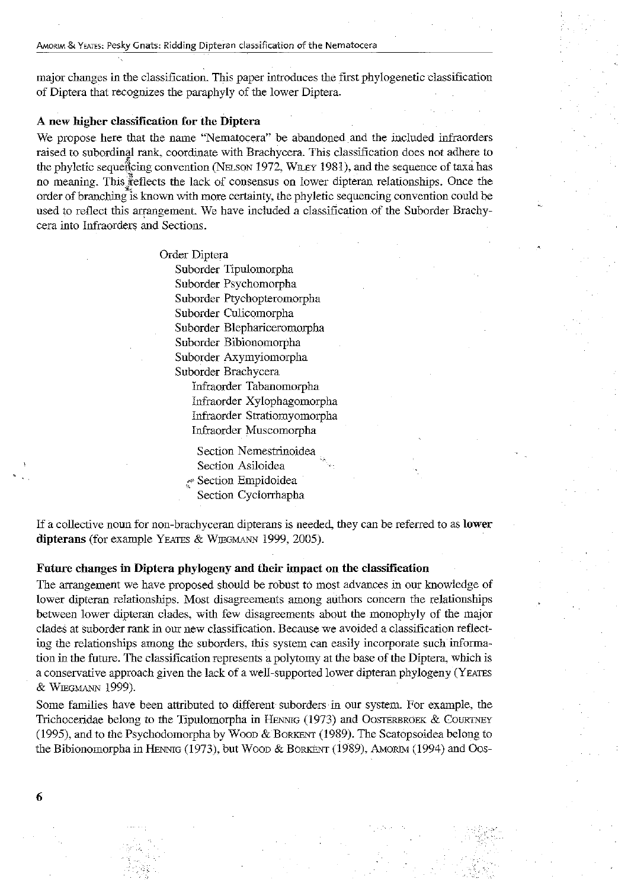major changes in the classification. This paper introduces the first phylogenetic classification of Diptera that recognizes the paraphyly of the lower Diptera.

### A new higher classification for the Diptera

We propose here that the name "Nematocera" be abandoned and the included infraorders raised to subordinal rank, coordinate with Brachycera. This classification does not adhere to the phyletic sequencing convention (Nelson 1972, Wiley 1981), and the sequence of taxa has no meaning. This reflects the lack of consensus on lower dipteran relationships. Once the order of branching is known with more certainty, the phyletic sequencing convention could be used to reflect this arrangement. We have included a classification of the Suborder Brachycera into Infraorders and Sections.

- Order Diptera
  - Suborder Tipulomorpha
  - Suborder Psychomorpha
  - Suborder Ptychopteromorpha
  - Suborder Culicomorpha
  - Suborder Blephariceromorpha
  - Suborder Bibionomorpha
  - Suborder Axymyiomorpha
  - Suborder Brachycera
    - Infraorder Tabanomorpha
    - Infraorder Xylophagomorpha
    - Infraorder Stratiomyomorpha
    - Infraorder Muscomorpha
      - Section Nemestrinoidea
      - Section Asiloidea
      - Section Empidoidea
      - Section Cyclorrhapha

If a collective noun for non-brachyceran dipterans is needed, they can be referred to as **lower dipterans** (for example Yeates & Wiegmann 1999, 2005).

### Future changes in Diptera phylogeny and their impact on the classification

The arrangement we have proposed should be robust to most advances in our knowledge of lower dipteran relationships. Most disagreements among authors concern the relationships between lower dipteran clades, with few disagreements about the monophyly of the major clades at suborder rank in our new classification. Because we avoided a classification reflecting the relationships among the suborders, this system can easily incorporate such information in the future. The classification represents a polytomy at the base of the Diptera, which is a conservative approach given the lack of a well-supported lower dipteran phylogeny (Yeates & Wiegmann 1999).

Some families have been attributed to different suborders in our system. For example, the Trichoceridae belong to the Tipulomorpha in Hennig (1973) and Oosterbroek & Courtney (1995), and to the Psychodomorpha by Wood & Borkent (1989). The Scatopsoidea belong to the Bibionomorpha in Hennig (1973), but Wood & Borkent (1989), Amorim (1994) and Oos-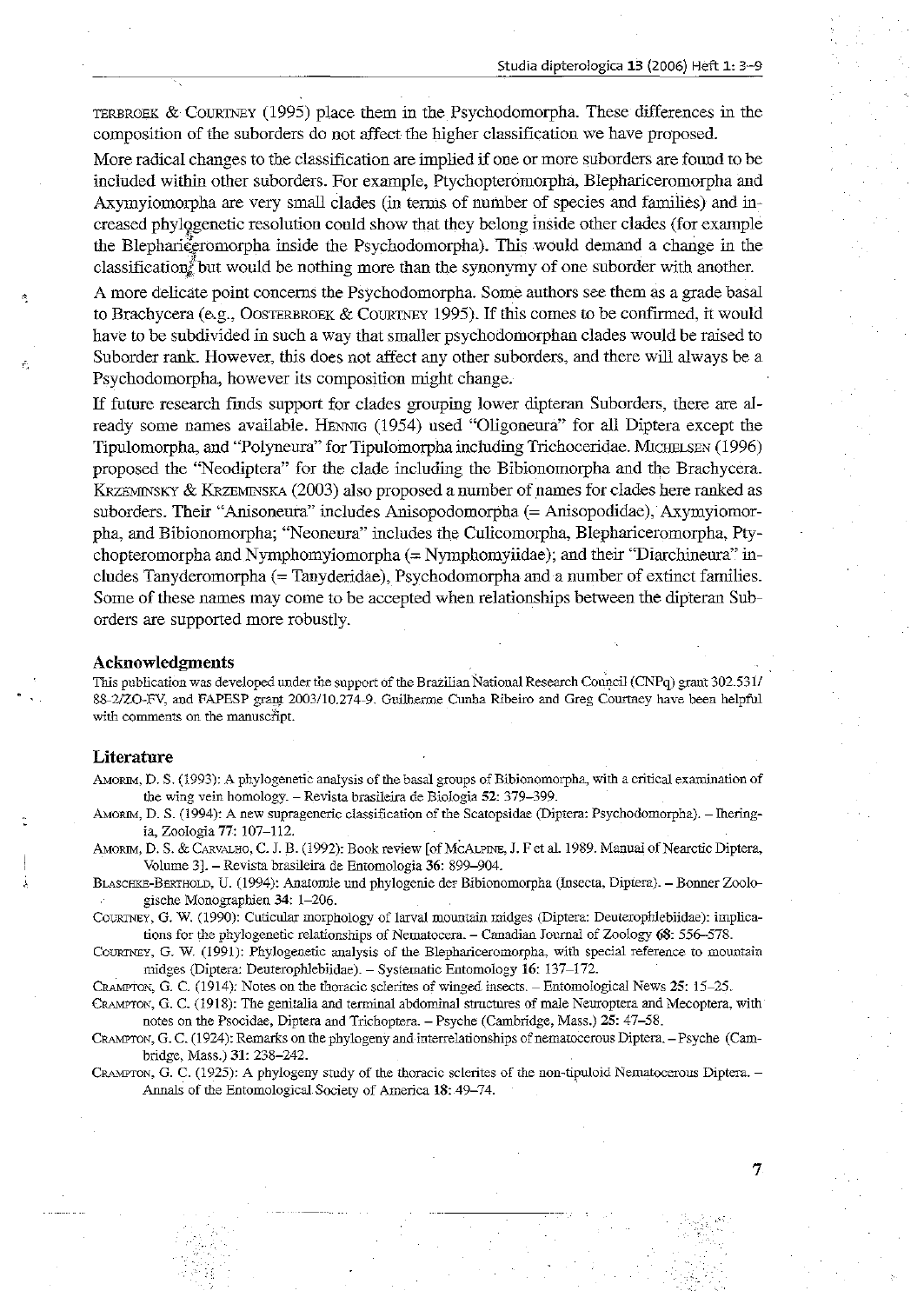Oosterbroek & Courtney (1995) place them in the Psychodomorpha. These differences in the composition of the suborders do not affect the higher classification we have proposed.

More radical changes to the classification are implied if one or more suborders are found to be included within other suborders. For example, Ptychopteromorpha, Blephariceromorpha and Axymyiomorpha are very small clades (in terms of number of species and families) and increased phylogenetic resolution could show that they belong inside other clades (for example the Blephariceromorpha inside the Psychodomorpha). This would demand a change in the classification, but would be nothing more than the synonymy of one suborder with another.

A more delicate point concerns the Psychodomorpha. Some authors see them as a grade basal to Brachycera (e.g., Oosterbroek & Courtney 1995). If this comes to be confirmed, it would have to be subdivided in such a way that smaller psychodomorphan clades would be raised to Suborder rank. However, this does not affect any other suborders, and there will always be a Psychodomorpha, however its composition might change.

If future research finds support for clades grouping lower dipteran Suborders, there are already some names available. Hennig (1954) used "Oligoneura" for all Diptera except the Tipulomorpha, and "Polyneura" for Tipulomorpha including Trichoceridae. Michelsen (1996) proposed the "Neodiptera" for the clade including the Bibionomorpha and the Brachycera. Krzeminsky & Krzeminska (2003) also proposed a number of names for clades here ranked as suborders. Their "Anisoneura" includes Anisopodomorpha (= Anisopodidae), Axymyiomorpha, and Bibionomorpha; "Neoneura" includes the Culicomorpha, Blephariceromorpha, Ptychopteromorpha and Nymphomyiomorpha (= Nymphomyiidae); and their "Diarchineura" includes Tanyderomorpha (= Tanyderidae), Psychodomorpha and a number of extinct families. Some of these names may come to be accepted when relationships between the dipteran Suborders are supported more robustly.

### Acknowledgments

This publication was developed under the support of the Brazilian National Research Council (CNPq) grant 302.531/88-2/ZO-FV, and FAPESP grant 2003/10.274-9. Guilherme Cunha Ribeiro and Greg Courtney have been helpful with comments on the manuscript.

### Literature

Amorim, D. S. (1993): A phylogenetic analysis of the basal groups of Bibionomorpha, with a critical examination of the wing vein homology. – Revista brasileira de Biologia **52**: 379–399.

Amorim, D. S. (1994): A new suprageneric classification of the Scatopsidae (Diptera: Psychodomorpha). – Iheringia, Zoologia **77**: 107–112.

Amorim, D. S. & Carvalho, C. J. B. (1992): Book review [of McAlpine, J. F et al. 1989. Manual of Nearctic Diptera, Volume 3]. – Revista brasileira de Entomologia **36**: 899–904.

Blaschke-Berthold, U. (1994): Anatomie und phylogenie der Bibionomorpha (Insecta, Diptera). – Bonner Zoologische Monographien **34**: 1–206.

Courtney, G. W. (1990): Cuticular morphology of larval mountain midges (Diptera: Deuterophlebiidae): implications for the phylogenetic relationships of Nematocera. – Canadian Journal of Zoology **68**: 556–578.

Courtney, G. W. (1991): Phylogenetic analysis of the Blephariceromorpha, with special reference to mountain midges (Diptera: Deuterophlebiidae). – Systematic Entomology **16**: 137–172.

Crampton, G. C. (1914): Notes on the thoracic sclerites of winged insects. – Entomological News **25**: 15–25.

Crampton, G. C. (1918): The genitalia and terminal abdominal structures of male Neuroptera and Mecoptera, with notes on the Psocidae, Diptera and Trichoptera. – Psyche (Cambridge, Mass.) **25**: 47–58.

Crampton, G. C. (1924): Remarks on the phylogeny and interrelationships of nematocerous Diptera. – Psyche (Cambridge, Mass.) **31**: 238–242.

Crampton, G. C. (1925): A phylogeny study of the thoracic sclerites of the non-tipuloid Nematocerous Diptera. – Annals of the Entomological Society of America **18**: 49–74.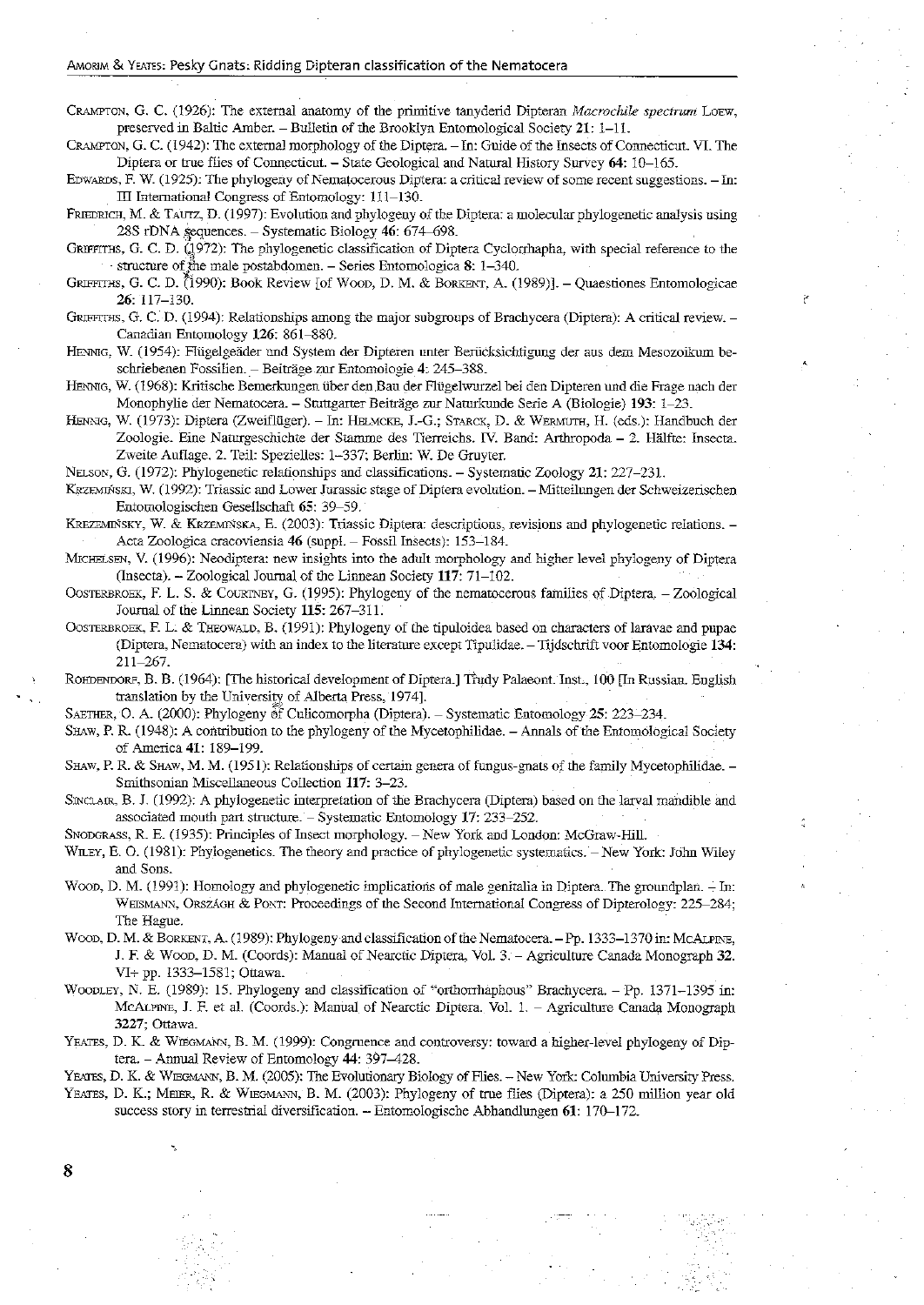Crampton, G. C. (1926): The external anatomy of the primitive tanyderid Dipteran *Macrochile spectrum* Loew, preserved in Baltic Amber. – Bulletin of the Brooklyn Entomological Society **21**: 1–11.

Crampton, G. C. (1942): The external morphology of the Diptera. – In: Guide of the Insects of Connecticut. VI. The Diptera or true flies of Connecticut. – State Geological and Natural History Survey **64**: 10–165.

Edwards, F. W. (1925): The phylogeny of Nematocerous Diptera: a critical review of some recent suggestions. – In: III International Congress of Entomology: 111–130.

Friedrich, M. & Tautz, D. (1997): Evolution and phylogeny of the Diptera: a molecular phylogenetic analysis using 28S rDNA sequences. – Systematic Biology **46**: 674–698.

Griffiths, G. C. D. (1972): The phylogenetic classification of Diptera Cyclorrhapha, with special reference to the structure of the male postabdomen. – Series Entomologica **8**: 1–340.

Griffiths, G. C. D. (1990): Book Review [of Wood, D. M. & Borkent, A. (1989)]. – Quaestiones Entomologicae **26**: 117–130.

Griffiths, G. C. D. (1994): Relationships among the major subgroups of Brachycera (Diptera): A critical review. – Canadian Entomology **126**: 861–880.

Hennig, W. (1954): Flügelgeäder und System der Dipteren unter Berücksichtigung der aus dem Mesozoikum beschriebenen Fossilien. – Beiträge zur Entomologie **4**: 245–388.

Hennig, W. (1968): Kritische Bemerkungen über den Bau der Flügelwurzel bei den Dipteren und die Frage nach der Monophylie der Nematocera. – Stuttgarter Beiträge zur Naturkunde Serie A (Biologie) **193**: 1–23.

Hennig, W. (1973): Diptera (Zweiflügler). – In: Helmcke, J.-G.; Starck, D. & Wermuth, H. (eds.): Handbuch der Zoologie. Eine Naturgeschichte der Stämme des Tierreichs. IV. Band: Arthropoda – 2. Hälfte: Insecta. Zweite Auflage. 2. Teil: Spezielles: 1–337; Berlin: W. De Gruyter.

Nelson, G. (1972): Phylogenetic relationships and classifications. – Systematic Zoology **21**: 227–231.

Krzemiński, W. (1992): Triassic and Lower Jurassic stage of Diptera evolution. – Mitteilungen der Schweizerischen Entomologischen Gesellschaft **65**: 39–59.

Krzemiński, W. & Krzemińska, E. (2003): Triassic Diptera: descriptions, revisions and phylogenetic relations. – Acta Zoologica cracoviensia **46** (suppl. – Fossil Insects): 153–184.

Michelsen, V. (1996): Neodiptera: new insights into the adult morphology and higher level phylogeny of Diptera (Insecta). – Zoological Journal of the Linnean Society **117**: 71–102.

Oosterbroek, F. L. S. & Courtney, G. (1995): Phylogeny of the nematocerous families of Diptera. – Zoological Journal of the Linnean Society **115**: 267–311.

Oosterbroek, F. L. & Theowald, B. (1991): Phylogeny of the tipuloidea based on characters of laravae and pupae (Diptera, Nematocera) with an index to the literature except Tipulidae. – Tijdschrift voor Entomologie **134**: 211–267.

Rohdendorf, B. B. (1964): [The historical development of Diptera.] Trudy Palaeont. Inst., 100 [In Russian. English translation by the University of Alberta Press, 1974].

Saether, O. A. (2000): Phylogeny of Culicomorpha (Diptera). – Systematic Entomology **25**: 223–234.

Shaw, P. R. (1948): A contribution to the phylogeny of the Mycetophilidae. – Annals of the Entomological Society of America **41**: 189–199.

Shaw, P. R. & Shaw, M. M. (1951): Relationships of certain genera of fungus-gnats of the family Mycetophilidae. – Smithsonian Miscellaneous Collection **117**: 3–23.

Sinclair, B. J. (1992): A phylogenetic interpretation of the Brachycera (Diptera) based on the larval mandible and associated mouth part structure. – Systematic Entomology **17**: 233–252.

Snodgrass, R. E. (1935): Principles of Insect morphology. – New York and London: McGraw-Hill.

Wiley, E. O. (1981): Phylogenetics. The theory and practice of phylogenetic systematics. – New York: John Wiley and Sons.

Wood, D. M. (1991): Homology and phylogenetic implications of male genitalia in Diptera. The groundplan. – In: Weismann, Országh & Pont: Proceedings of the Second International Congress of Dipterology: 225–284; The Hague.

Wood, D. M. & Borkent, A. (1989): Phylogeny and classification of the Nematocera. – Pp. 1333–1370 in: McAlpine, J. F. & Wood, D. M. (Coords): Manual of Nearctic Diptera, Vol. 3. – Agriculture Canada Monograph **32**. VI+ pp. 1333–1581; Ottawa.

Woodley, N. E. (1989): 15. Phylogeny and classification of "orthorrhaphous" Brachycera. – Pp. 1371–1395 in: McAlpine, J. F. et al. (Coords.): Manual of Nearctic Diptera. Vol. 1. – Agriculture Canada Monograph **3227**; Ottawa.

Yeates, D. K. & Wiegmann, B. M. (1999): Congruence and controversy: toward a higher-level phylogeny of Diptera. – Annual Review of Entomology **44**: 397–428.

Yeates, D. K. & Wiegmann, B. M. (2005): The Evolutionary Biology of Flies. – New York: Columbia University Press.

Yeates, D. K.; Meier, R. & Wiegmann, B. M. (2003): Phylogeny of true flies (Diptera): a 250 million year old success story in terrestrial diversification. – Entomologische Abhandlungen **61**: 170–172.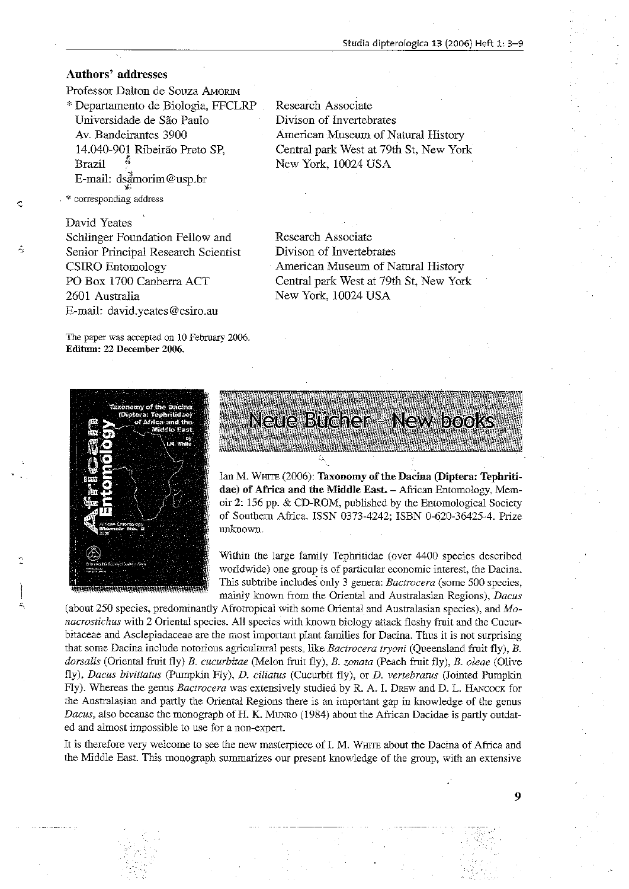## Authors' addresses

Professor Dalton de Souza Amorim
\* Departamento de Biologia, FFCLRP
Universidade de São Paulo
Av. Bandeirantes 3900
14.040-901 Ribeirão Preto SP,
Brazil
E-mail: dsamorim@usp.br

\* corresponding address

Research Associate
Divison of Invertebrates
American Museum of Natural History
Central park West at 79th St, New York
New York, 10024 USA

David Yeates
Schlinger Foundation Fellow and
Senior Principal Research Scientist
CSIRO Entomology
PO Box 1700 Canberra ACT
2601 Australia
E-mail: david.yeates@csiro.au

Research Associate
Divison of Invertebrates
American Museum of Natural History
Central park West at 79th St, New York
New York, 10024 USA

The paper was accepted on 10 February 2006.
**Editum: 22 December 2006.**

# Neue Bücher - New books

Ian M. White (2006): **Taxonomy of the Dacina (Diptera: Tephritidae) of Africa and the Middle East.** – African Entomology, Memoir 2: 156 pp. & CD-ROM, published by the Entomological Society of Southern Africa. ISSN 0373-4242; ISBN 0-620-36425-4. Prize unknown.

Within the large family Tephritidae (over 4400 species described worldwide) one group is of particular economic interest, the Dacina. This subtribe includes only 3 genera: *Bactrocera* (some 500 species, mainly known from the Oriental and Australasian Regions), *Dacus* (about 250 species, predominantly Afrotropical with some Oriental and Australasian species), and *Monacrostichus* with 2 Oriental species. All species with known biology attack fleshy fruit and the Cucurbitaceae and Asclepiadaceae are the most important plant families for Dacina. Thus it is not surprising that some Dacina include notorious agricultural pests, like *Bactrocera tryoni* (Queensland fruit fly), *B. dorsalis* (Oriental fruit fly) *B. cucurbitae* (Melon fruit fly), *B. zonata* (Peach fruit fly), *B. oleae* (Olive fly), *Dacus bivittatus* (Pumpkin Fly), *D. ciliatus* (Cucurbit fly), or *D. vertebratus* (Jointed Pumpkin Fly). Whereas the genus *Bactrocera* was extensively studied by R. A. I. Drew and D. L. Hancock for the Australasian and partly the Oriental Regions there is an important gap in knowledge of the genus *Dacus*, also because the monograph of H. K. Munro (1984) about the African Dacidae is partly outdated and almost impossible to use for a non-expert.

It is therefore very welcome to see the new masterpiece of I. M. White about the Dacina of Africa and the Middle East. This monograph summarizes our present knowledge of the group, with an extensive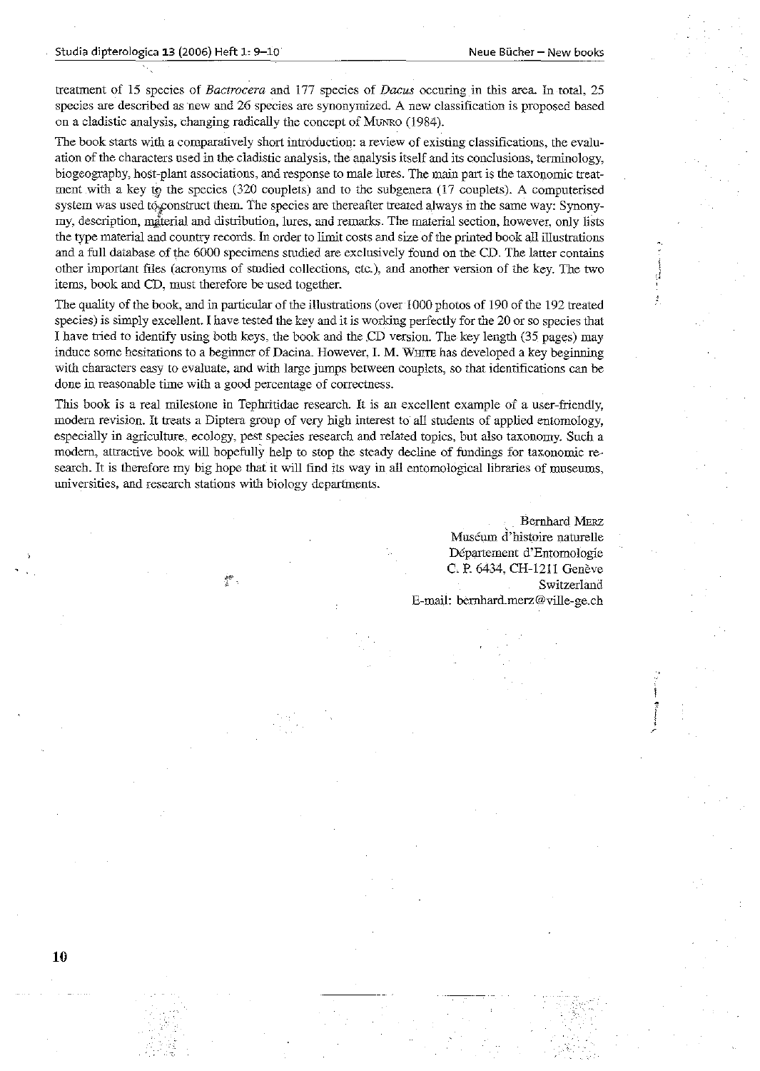treatment of 15 species of *Bactrocera* and 177 species of *Dacus* occuring in this area. In total, 25 species are described as new and 26 species are synonymized. A new classification is proposed based on a cladistic analysis, changing radically the concept of MUNRO (1984).

The book starts with a comparatively short introduction: a review of existing classifications, the evaluation of the characters used in the cladistic analysis, the analysis itself and its conclusions, terminology, biogeography, host-plant associations, and response to male lures. The main part is the taxonomic treatment with a key to the species (320 couplets) and to the subgenera (17 couplets). A computerised system was used to construct them. The species are thereafter treated always in the same way: Synonymy, description, material and distribution, lures, and remarks. The material section, however, only lists the type material and country records. In order to limit costs and size of the printed book all illustrations and a full database of the 6000 specimens studied are exclusively found on the CD. The latter contains other important files (acronyms of studied collections, etc.), and another version of the key. The two items, book and CD, must therefore be used together.

The quality of the book, and in particular of the illustrations (over 1000 photos of 190 of the 192 treated species) is simply excellent. I have tested the key and it is working perfectly for the 20 or so species that I have tried to identify using both keys, the book and the CD version. The key length (35 pages) may induce some hesitations to a beginner of Dacina. However, I. M. WHITE has developed a key beginning with characters easy to evaluate, and with large jumps between couplets, so that identifications can be done in reasonable time with a good percentage of correctness.

This book is a real milestone in Tephritidae research. It is an excellent example of a user-friendly, modern revision. It treats a Diptera group of very high interest to all students of applied entomology, especially in agriculture, ecology, pest species research and related topics, but also taxonomy. Such a modern, attractive book will hopefully help to stop the steady decline of fundings for taxonomic research. It is therefore my big hope that it will find its way in all entomological libraries of museums, universities, and research stations with biology departments.

Bernhard MERZ
Muséum d'histoire naturelle
Département d'Entomologie
C. P. 6434, CH-1211 Genève
Switzerland
E-mail: bernhard.merz@ville-ge.ch